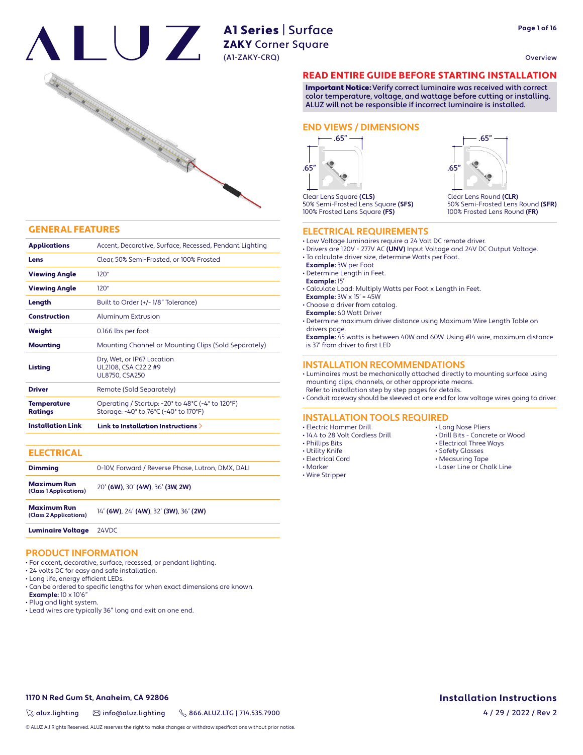# A1 Series | Surface

## ZAKY Corner Square

(A1-ZAKY-CRQ)

Overview

## READ ENTIRE GUIDE BEFORE STARTING INSTALLATION

**Important Notice:** Verify correct luminaire was received with correct color temperature, voltage, and wattage before cutting or installing. ALUZ will not be responsible if incorrect luminaire is installed.

## END VIEWS / DIMENSIONS

.65" .65"

Clear Lens Square **(CLS)**
50% Semi-Frosted Lens Square **(SFS)**
100% Frosted Lens Square **(FS)**

.65" .65"

Clear Lens Round **(CLR)**
50% Semi-Frosted Lens Round **(SFR)**
100% Frosted Lens Round **(FR)**

## GENERAL FEATURES

| | |
|---|---|
| **Applications** | Accent, Decorative, Surface, Recessed, Pendant Lighting |
| **Lens** | Clear, 50% Semi-Frosted, or 100% Frosted |
| **Viewing Angle** | 120° |
| **Viewing Angle** | 120° |
| **Length** | Built to Order (+/- 1/8" Tolerance) |
| **Construction** | Aluminum Extrusion |
| **Weight** | 0.166 lbs per foot |
| **Mounting** | Mounting Channel or Mounting Clips (Sold Separately) |
| **Listing** | Dry, Wet, or IP67 Location<br>UL2108, CSA C22.2 #9<br>UL8750, CSA250 |
| **Driver** | Remote (Sold Separately) |
| **Temperature Ratings** | Operating / Startup: -20° to 48°C (-4° to 120°F)<br>Storage: -40° to 76°C (-40° to 170°F) |
| **Installation Link** | **Link to Installation Instructions >** |

## ELECTRICAL

| | |
|---|---|
| **Dimming** | 0-10V, Forward / Reverse Phase, Lutron, DMX, DALI |
| **Maximum Run** (Class 1 Applications) | 20' **(6W)**, 30' **(4W)**, 36' **(3W, 2W)** |
| **Maximum Run** (Class 2 Applications) | 14' **(6W)**, 24' **(4W)**, 32' **(3W)**, 36' **(2W)** |
| **Luminaire Voltage** | 24VDC |

## PRODUCT INFORMATION

- For accent, decorative, surface, recessed, or pendant lighting.
- 24 volts DC for easy and safe installation.
- Long life, energy efficient LEDs.
- Can be ordered to specific lengths for when exact dimensions are known.
  **Example:** 10 x 10'6"
- Plug and light system.
- Lead wires are typically 36" long and exit on one end.

## ELECTRICAL REQUIREMENTS

- Low Voltage luminaires require a 24 Volt DC remote driver.
- Drivers are 120V - 277V AC **(UNV)** Input Voltage and 24V DC Output Voltage.
- To calculate driver size, determine Watts per Foot.
  **Example:** 3W per Foot
- Determine Length in Feet.
  **Example:** 15'
- Calculate Load: Multiply Watts per Foot x Length in Feet.
  **Example:** 3W x 15' = 45W
- Choose a driver from catalog.
  **Example:** 60 Watt Driver
- Determine maximum driver distance using Maximum Wire Length Table on drivers page.
  **Example:** 45 watts is between 40W and 60W. Using #14 wire, maximum distance is 37' from driver to first LED

## INSTALLATION RECOMMENDATIONS

- Luminaires must be mechanically attached directly to mounting surface using mounting clips, channels, or other appropriate means.
  Refer to installation step by step pages for details.
- Conduit raceway should be sleeved at one end for low voltage wires going to driver.

## INSTALLATION TOOLS REQUIRED

- Electric Hammer Drill
- 14.4 to 28 Volt Cordless Drill
- Phillips Bits
- Utility Knife
- Electrical Cord
- Marker
- Wire Stripper
- Long Nose Pliers
- Drill Bits - Concrete or Wood
- Electrical Three Ways
- Safety Glasses
- Measuring Tape
- Laser Line or Chalk Line

**1170 N Red Gum St, Anaheim, CA 92806**

aluz.lighting | info@aluz.lighting | 866.ALUZ.LTG | 714.535.7900

© ALUZ All Rights Reserved. ALUZ reserves the right to make changes or withdraw specifications without prior notice.

**Installation Instructions**

4 / 29 / 2022 / Rev 2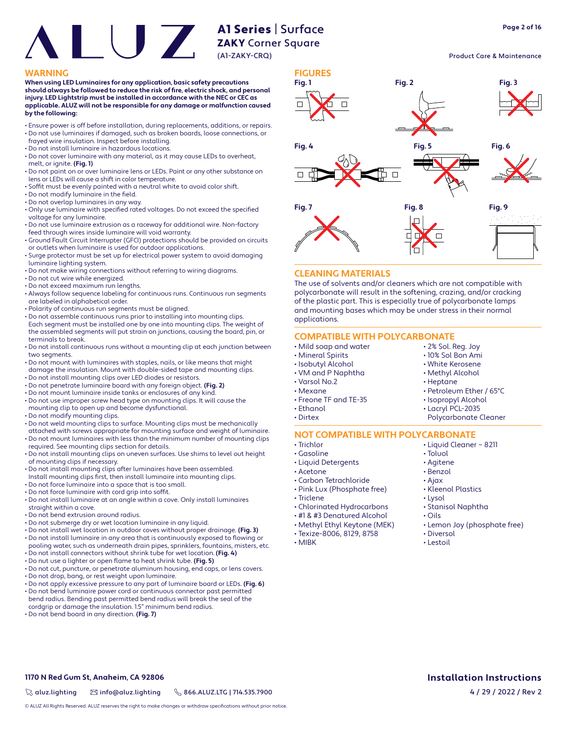# ALUZ

## A1 Series | Surface
## ZAKY Corner Square
(A1-ZAKY-CRQ)

Product Care & Maintenance

## WARNING

**When using LED Luminaires for any application, basic safety precautions should always be followed to reduce the risk of fire, electric shock, and personal injury. LED Lightstrip must be installed in accordance with the NEC or CEC as applicable. ALUZ will not be responsible for any damage or malfunction caused by the following:**

- Ensure power is off before installation, during replacements, additions, or repairs.
- Do not use luminaires if damaged, such as broken boards, loose connections, or frayed wire insulation. Inspect before installing.
- Do not install luminaire in hazardous locations.
- Do not cover luminaire with any material, as it may cause LEDs to overheat, melt, or ignite. **(Fig. 1)**
- Do not paint on or over luminaire lens or LEDs. Paint or any other substance on lens or LEDs will cause a shift in color temperature.
- Soffit must be evenly painted with a neutral white to avoid color shift.
- Do not modify luminaire in the field.
- Do not overlap luminaires in any way.
- Only use luminaire with specified rated voltages. Do not exceed the specified voltage for any luminaire.
- Do not use luminaire extrusion as a raceway for additional wire. Non-factory feed through wires inside luminaire will void warranty.
- Ground Fault Circuit Interrupter (GFCI) protections should be provided on circuits or outlets when luminaire is used for outdoor applications.
- Surge protector must be set up for electrical power system to avoid damaging luminaire lighting system.
- Do not make wiring connections without referring to wiring diagrams.
- Do not cut wire while energized.
- Do not exceed maximum run lengths.
- Always follow sequence labeling for continuous runs. Continuous run segments are labeled in alphabetical order.
- Polarity of continuous run segments must be aligned.
- Do not assemble continuous runs prior to installing into mounting clips. Each segment must be installed one by one into mounting clips. The weight of the assembled segments will put strain on junctions, causing the board, pin, or terminals to break.
- Do not install continuous runs without a mounting clip at each junction between two segments.
- Do not mount with luminaires with staples, nails, or like means that might damage the insulation. Mount with double-sided tape and mounting clips.
- Do not install mounting clips over LED diodes or resistors.
- Do not penetrate luminaire board with any foreign object. **(Fig. 2)**
- Do not mount luminaire inside tanks or enclosures of any kind.
- Do not use improper screw head type on mounting clips. It will cause the mounting clip to open up and become dysfunctional.
- Do not modify mounting clips.
- Do not weld mounting clips to surface. Mounting clips must be mechanically attached with screws appropriate for mounting surface and weight of luminaire.
- Do not mount luminaires with less than the minimum number of mounting clips required. See mounting clips section for details.
- Do not install mounting clips on uneven surfaces. Use shims to level out height of mounting clips if necessary.
- Do not install mounting clips after luminaires have been assembled. Install mounting clips first, then install luminaire into mounting clips.
- Do not force luminaire into a space that is too small.
- Do not force luminaire with cord grip into soffit.
- Do not install luminaire at an angle within a cove. Only install luminaires straight within a cove.
- Do not bend extrusion around radius.
- Do not submerge dry or wet location luminaire in any liquid.
- Do not install wet location in outdoor coves without proper drainage. **(Fig. 3)**
- Do not install luminaire in any area that is continuously exposed to flowing or pooling water, such as underneath drain pipes, sprinklers, fountains, misters, etc.
- Do not install connectors without shrink tube for wet location. **(Fig. 4)**
- Do nut use a lighter or open flame to heat shrink tube. **(Fig. 5)**
- Do not cut, puncture, or penetrate aluminum housing, end caps, or lens covers.
- Do not drop, bang, or rest weight upon luminaire.
- Do not apply excessive pressure to any part of luminaire board or LEDs. **(Fig. 6)**
- Do not bend luminaire power cord or continuous connector past permitted bend radius. Bending past permitted bend radius will break the seal of the cordgrip or damage the insulation. 1.5" minimum bend radius.
- Do not bend board in any direction. **(Fig. 7)**

## FIGURES

Fig. 1 Fig. 2 Fig. 3 Fig. 4 Fig. 5 Fig. 6 Fig. 7 Fig. 8 Fig. 9

## CLEANING MATERIALS

The use of solvents and/or cleaners which are not compatible with polycarbonate will result in the softening, crazing, and/or cracking of the plastic part. This is especially true of polycarbonate lamps and mounting bases which may be under stress in their normal applications.

## COMPATIBLE WITH POLYCARBONATE

- Mild soap and water
- Mineral Spirits
- Isobutyl Alcohol
- VM and P Naphtha
- Varsol No.2
- Mexane
- Freone TF and TE-35
- Ethanol
- Dirtex
- 2% Sol. Reg. Joy
- 10% Sol Bon Ami
- White Kerosene
- Methyl Alcohol
- Heptane
- Petroleum Ether / 65°C
- Isopropyl Alcohol
- Lacryl PCL-2035 Polycarbonate Cleaner

## NOT COMPATIBLE WITH POLYCARBONATE

- Trichlor
- Gasoline
- Liquid Detergents
- Acetone
- Carbon Tetrachloride
- Pink Lux (Phosphate free)
- Triclene
- Chlorinated Hydrocarbons
- #1 & #3 Denatured Alcohol
- Methyl Ethyl Keytone (MEK)
- Texize-8006, 8129, 8758
- MIBK
- Liquid Cleaner – 8211
- Toluol
- Agitene
- Benzol
- Ajax
- Kleenol Plastics
- Lysol
- Stanisol Naphtha
- Oils
- Lemon Joy (phosphate free)
- Diversol
- Lestoil

**1170 N Red Gum St, Anaheim, CA 92806**

aluz.lighting | info@aluz.lighting | 866.ALUZ.LTG | 714.535.7900

**Installation Instructions**

4 / 29 / 2022 / Rev 2

© ALUZ All Rights Reserved. ALUZ reserves the right to make changes or withdraw specifications without prior notice.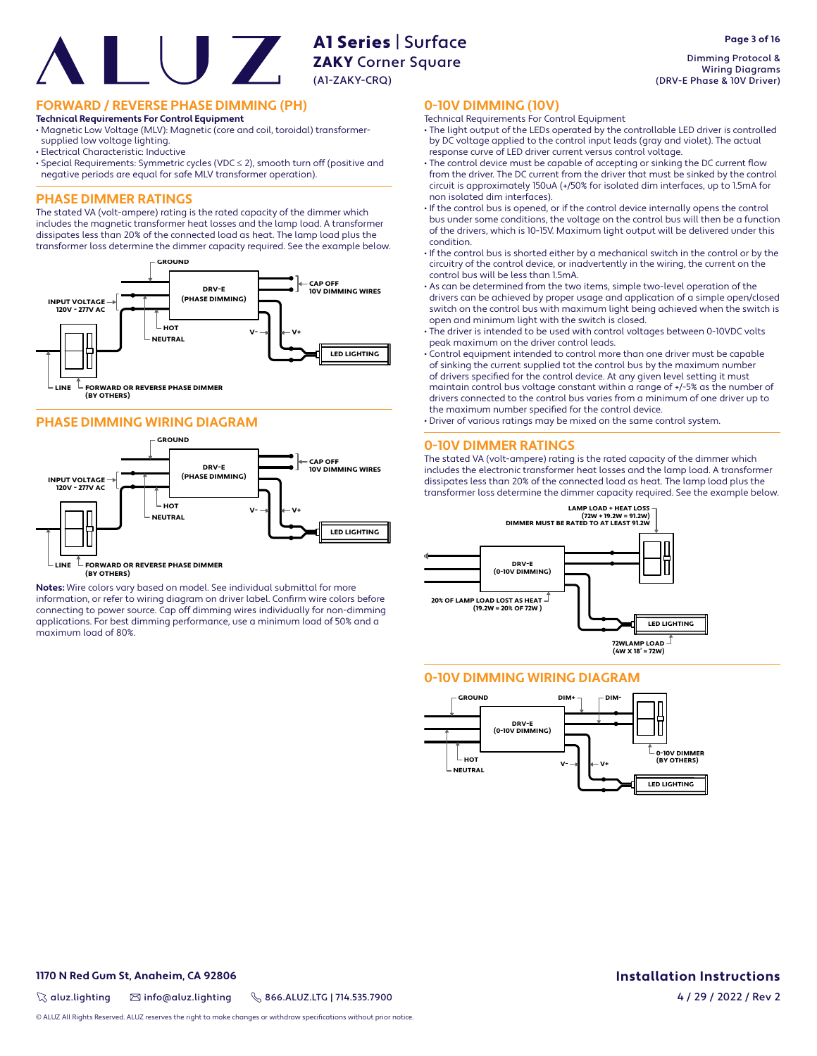# A1 Series | Surface
## ZAKY Corner Square
(A1-ZAKY-CRQ)

Dimming Protocol & Wiring Diagrams (DRV-E Phase & 10V Driver)

## FORWARD / REVERSE PHASE DIMMING (PH)

**Technical Requirements For Control Equipment**

- Magnetic Low Voltage (MLV): Magnetic (core and coil, toroidal) transformer-supplied low voltage lighting.
- Electrical Characteristic: Inductive
- Special Requirements: Symmetric cycles (VDC ≤ 2), smooth turn off (positive and negative periods are equal for safe MLV transformer operation).

## PHASE DIMMER RATINGS

The stated VA (volt-ampere) rating is the rated capacity of the dimmer which includes the magnetic transformer heat losses and the lamp load. A transformer dissipates less than 20% of the connected load as heat. The lamp load plus the transformer loss determine the dimmer capacity required. See the example below.

GROUND
INPUT VOLTAGE 120V - 277V AC
DRV-E (PHASE DIMMING)
CAP OFF 10V DIMMING WIRES
HOT
NEUTRAL
V-
V+
LED LIGHTING
LINE
FORWARD OR REVERSE PHASE DIMMER (BY OTHERS)

## PHASE DIMMING WIRING DIAGRAM

GROUND
INPUT VOLTAGE 120V - 277V AC
DRV-E (PHASE DIMMING)
CAP OFF 10V DIMMING WIRES
HOT
NEUTRAL
V-
V+
LED LIGHTING
LINE
FORWARD OR REVERSE PHASE DIMMER (BY OTHERS)

**Notes:** Wire colors vary based on model. See individual submittal for more information, or refer to wiring diagram on driver label. Confirm wire colors before connecting to power source. Cap off dimming wires individually for non-dimming applications. For best dimming performance, use a minimum load of 50% and a maximum load of 80%.

## 0-10V DIMMING (10V)

Technical Requirements For Control Equipment

- The light output of the LEDs operated by the controllable LED driver is controlled by DC voltage applied to the control input leads (gray and violet). The actual response curve of LED driver current versus control voltage.
- The control device must be capable of accepting or sinking the DC current flow from the driver. The DC current from the driver that must be sinked by the control circuit is approximately 150uA (+/50% for isolated dim interfaces, up to 1.5mA for non isolated dim interfaces).
- If the control bus is opened, or if the control device internally opens the control bus under some conditions, the voltage on the control bus will then be a function of the drivers, which is 10-15V. Maximum light output will be delivered under this condition.
- If the control bus is shorted either by a mechanical switch in the control or by the circuitry of the control device, or inadvertently in the wiring, the current on the control bus will be less than 1.5mA.
- As can be determined from the two items, simple two-level operation of the drivers can be achieved by proper usage and application of a simple open/closed switch on the control bus with maximum light being achieved when the switch is open and minimum light with the switch is closed.
- The driver is intended to be used with control voltages between 0-10VDC volts peak maximum on the driver control leads.
- Control equipment intended to control more than one driver must be capable of sinking the current supplied tot the control bus by the maximum number of drivers specified for the control device. At any given level setting it must maintain control bus voltage constant within a range of +/-5% as the number of drivers connected to the control bus varies from a minimum of one driver up to the maximum number specified for the control device.
- Driver of various ratings may be mixed on the same control system.

## 0-10V DIMMER RATINGS

The stated VA (volt-ampere) rating is the rated capacity of the dimmer which includes the electronic transformer heat losses and the lamp load. A transformer dissipates less than 20% of the connected load as heat. The lamp load plus the transformer loss determine the dimmer capacity required. See the example below.

LAMP LOAD + HEAT LOSS (72W + 19.2W = 91.2W) DIMMER MUST BE RATED TO AT LEAST 91.2W
DRV-E (0-10V DIMMING)
20% OF LAMP LOAD LOST AS HEAT (19.2W = 20% OF 72W )
LED LIGHTING
72WLAMP LOAD (4W X 18' = 72W)

## 0-10V DIMMING WIRING DIAGRAM

GROUND
DIM+
DIM-
DRV-E (0-10V DIMMING)
HOT
NEUTRAL
V-
V+
0-10V DIMMER (BY OTHERS)
LED LIGHTING

1170 N Red Gum St, Anaheim, CA 92806

aluz.lighting | info@aluz.lighting | 866.ALUZ.LTG | 714.535.7900

Installation Instructions

4 / 29 / 2022 / Rev 2

© ALUZ All Rights Reserved. ALUZ reserves the right to make changes or withdraw specifications without prior notice.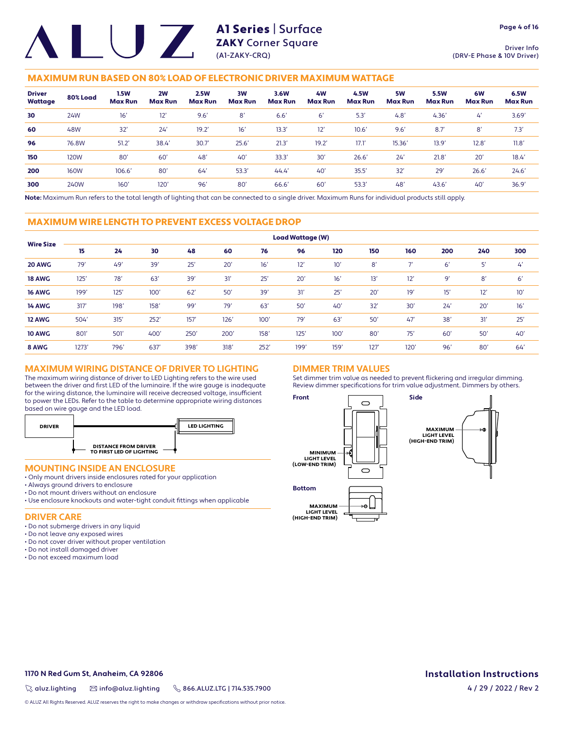# A1 Series | Surface
## ZAKY Corner Square
(A1-ZAKY-CRQ)

Driver Info
(DRV-E Phase & 10V Driver)

## MAXIMUM RUN BASED ON 80% LOAD OF ELECTRONIC DRIVER MAXIMUM WATTAGE

| Driver Wattage | 80% Load | 1.5W Max Run | 2W Max Run | 2.5W Max Run | 3W Max Run | 3.6W Max Run | 4W Max Run | 4.5W Max Run | 5W Max Run | 5.5W Max Run | 6W Max Run | 6.5W Max Run |
|---|---|---|---|---|---|---|---|---|---|---|---|---|
| **30** | 24W | 16' | 12' | 9.6' | 8' | 6.6' | 6' | 5.3' | 4.8' | 4.36' | 4' | 3.69' |
| **60** | 48W | 32' | 24' | 19.2' | 16' | 13.3' | 12' | 10.6' | 9.6' | 8.7' | 8' | 7.3' |
| **96** | 76.8W | 51.2' | 38.4' | 30.7' | 25.6' | 21.3' | 19.2' | 17.1' | 15.36' | 13.9' | 12.8' | 11.8' |
| **150** | 120W | 80' | 60' | 48' | 40' | 33.3' | 30' | 26.6' | 24' | 21.8' | 20' | 18.4' |
| **200** | 160W | 106.6' | 80' | 64' | 53.3' | 44.4' | 40' | 35.5' | 32' | 29' | 26.6' | 24.6' |
| **300** | 240W | 160' | 120' | 96' | 80' | 66.6' | 60' | 53.3' | 48' | 43.6' | 40' | 36.9' |

**Note:** Maximum Run refers to the total length of lighting that can be connected to a single driver. Maximum Runs for individual products still apply.

## MAXIMUM WIRE LENGTH TO PREVENT EXCESS VOLTAGE DROP

| Wire Size | Load Wattage (W) | | | | | | | | | | | | |
|---|---|---|---|---|---|---|---|---|---|---|---|---|---|
| | **15** | **24** | **30** | **48** | **60** | **76** | **96** | **120** | **150** | **160** | **200** | **240** | **300** |
| **20 AWG** | 79' | 49' | 39' | 25' | 20' | 16' | 12' | 10' | 8' | 7' | 6' | 5' | 4' |
| **18 AWG** | 125' | 78' | 63' | 39' | 31' | 25' | 20' | 16' | 13' | 12' | 9' | 8' | 6' |
| **16 AWG** | 199' | 125' | 100' | 62' | 50' | 39' | 31' | 25' | 20' | 19' | 15' | 12' | 10' |
| **14 AWG** | 317' | 198' | 158' | 99' | 79' | 63' | 50' | 40' | 32' | 30' | 24' | 20' | 16' |
| **12 AWG** | 504' | 315' | 252' | 157' | 126' | 100' | 79' | 63' | 50' | 47' | 38' | 31' | 25' |
| **10 AWG** | 801' | 501' | 400' | 250' | 200' | 158' | 125' | 100' | 80' | 75' | 60' | 50' | 40' |
| **8 AWG** | 1273' | 796' | 637' | 398' | 318' | 252' | 199' | 159' | 127' | 120' | 96' | 80' | 64' |

## MAXIMUM WIRING DISTANCE OF DRIVER TO LIGHTING

The maximum wiring distance of driver to LED Lighting refers to the wire used between the driver and first LED of the luminaire. If the wire gauge is inadequate for the wiring distance, the luminaire will receive decreased voltage, insufficient to power the LEDs. Refer to the table to determine appropriate wiring distances based on wire gauge and the LED load.

DRIVER — LED LIGHTING

DISTANCE FROM DRIVER TO FIRST LED OF LIGHTING

## MOUNTING INSIDE AN ENCLOSURE

- Only mount drivers inside enclosures rated for your application
- Always ground drivers to enclosure
- Do not mount drivers without an enclosure
- Use enclosure knockouts and water-tight conduit fittings when applicable

## DRIVER CARE

- Do not submerge drivers in any liquid
- Do not leave any exposed wires
- Do not cover driver without proper ventilation
- Do not install damaged driver
- Do not exceed maximum load

## DIMMER TRIM VALUES

Set dimmer trim value as needed to prevent flickering and irregular dimming. Review dimmer specifications for trim value adjustment. Dimmers by others.

**Front**

MINIMUM LIGHT LEVEL (LOW-END TRIM)

**Side**

MAXIMUM LIGHT LEVEL (HIGH-END TRIM)

**Bottom**

MAXIMUM LIGHT LEVEL (HIGH-END TRIM)

1170 N Red Gum St, Anaheim, CA 92806

aluz.lighting | info@aluz.lighting | 866.ALUZ.LTG | 714.535.7900

Installation Instructions

4 / 29 / 2022 / Rev 2

© ALUZ All Rights Reserved. ALUZ reserves the right to make changes or withdraw specifications without prior notice.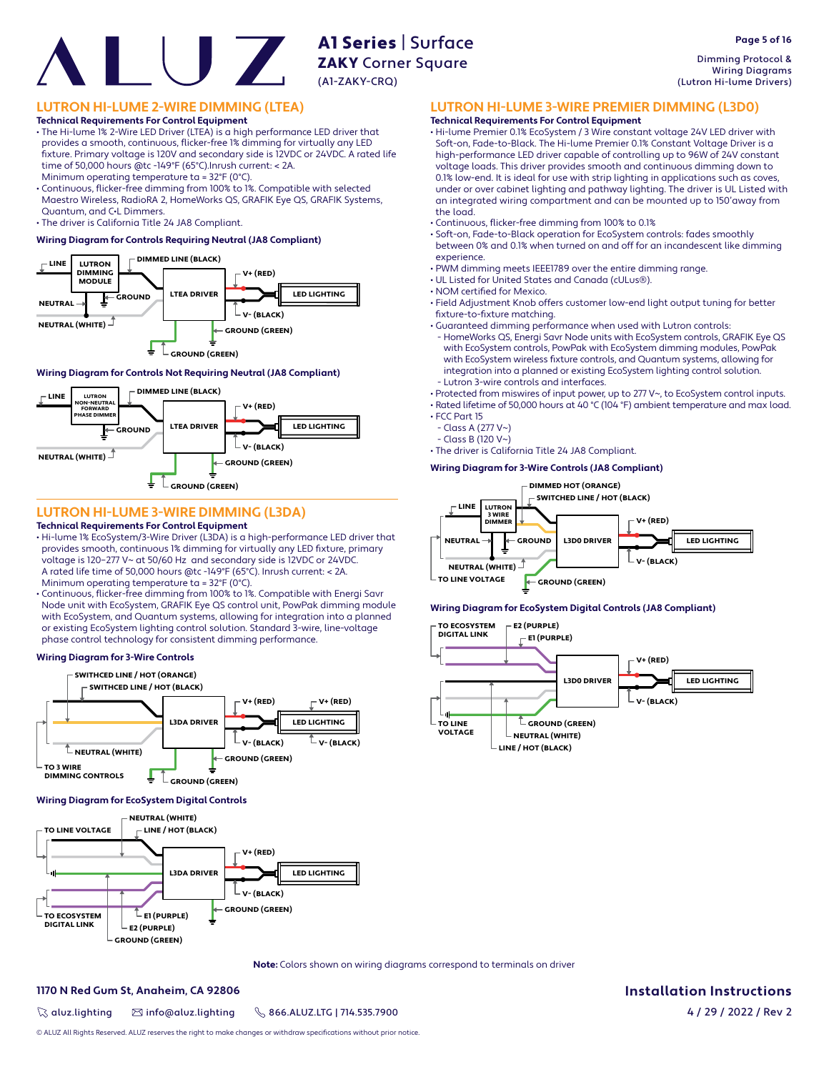# LUTRON HI-LUME 2-WIRE DIMMING (LTEA)

**Technical Requirements For Control Equipment**

- The Hi-lume 1% 2-Wire LED Driver (LTEA) is a high performance LED driver that provides a smooth, continuous, flicker-free 1% dimming for virtually any LED fixture. Primary voltage is 120V and secondary side is 12VDC or 24VDC. A rated life time of 50,000 hours @tc -149°F (65°C).Inrush current: < 2A. Minimum operating temperature ta = 32°F (0°C).
- Continuous, flicker-free dimming from 100% to 1%. Compatible with selected Maestro Wireless, RadioRA 2, HomeWorks QS, GRAFIK Eye QS, GRAFIK Systems, Quantum, and C•L Dimmers.
- The driver is California Title 24 JA8 Compliant.

### Wiring Diagram for Controls Requiring Neutral (JA8 Compliant)

LINE · LUTRON DIMMING MODULE · DIMMED LINE (BLACK) · GROUND · NEUTRAL · NEUTRAL (WHITE) · LTEA DRIVER · V+ (RED) · V- (BLACK) · LED LIGHTING · GROUND (GREEN) · GROUND (GREEN)

### Wiring Diagram for Controls Not Requiring Neutral (JA8 Compliant)

LINE · LUTRON NON-NEUTRAL FORWARD PHASE DIMMER · DIMMED LINE (BLACK) · GROUND · NEUTRAL (WHITE) · LTEA DRIVER · V+ (RED) · V- (BLACK) · LED LIGHTING · GROUND (GREEN) · GROUND (GREEN)

# LUTRON HI-LUME 3-WIRE DIMMING (L3DA)

**Technical Requirements For Control Equipment**

- Hi-lume 1% EcoSystem/3-Wire Driver (L3DA) is a high-performance LED driver that provides smooth, continuous 1% dimming for virtually any LED fixture, primary voltage is 120–277 V~ at 50/60 Hz and secondary side is 12VDC or 24VDC. A rated life time of 50,000 hours @tc -149°F (65°C). Inrush current: < 2A. Minimum operating temperature ta = 32°F (0°C).
- Continuous, flicker-free dimming from 100% to 1%. Compatible with Energi Savr Node unit with EcoSystem, GRAFIK Eye QS control unit, PowPak dimming modules with EcoSystem, and Quantum systems, allowing for integration into a planned or existing EcoSystem lighting control solution. Standard 3-wire, line-voltage phase control technology for consistent dimming performance.

### Wiring Diagram for 3-Wire Controls

SWITHCED LINE / HOT (ORANGE) · SWITCHED LINE / HOT (BLACK) · NEUTRAL (WHITE) · TO 3 WIRE DIMMING CONTROLS · L3DA DRIVER · V+ (RED) · V- (BLACK) · LED LIGHTING · V+ (RED) · V- (BLACK) · GROUND (GREEN) · GROUND (GREEN)

### Wiring Diagram for EcoSystem Digital Controls

TO LINE VOLTAGE · NEUTRAL (WHITE) · LINE / HOT (BLACK) · TO ECOSYSTEM DIGITAL LINK · E1 (PURPLE) · E2 (PURPLE) · GROUND (GREEN) · L3DA DRIVER · V+ (RED) · V- (BLACK) · LED LIGHTING · GROUND (GREEN)

# LUTRON HI-LUME 3-WIRE PREMIER DIMMING (L3D0)

**Technical Requirements For Control Equipment**

- Hi-lume Premier 0.1% EcoSystem / 3 Wire constant voltage 24V LED driver with Soft-on, Fade-to-Black. The Hi-lume Premier 0.1% Constant Voltage Driver is a high-performance LED driver capable of controlling up to 96W of 24V constant voltage loads. This driver provides smooth and continuous dimming down to 0.1% low-end. It is ideal for use with strip lighting in applications such as coves, under or over cabinet lighting and pathway lighting. The driver is UL Listed with an integrated wiring compartment and can be mounted up to 150'away from the load.
- Continuous, flicker-free dimming from 100% to 0.1%
- Soft-on, Fade-to-Black operation for EcoSystem controls: fades smoothly between 0% and 0.1% when turned on and off for an incandescent like dimming experience.
- PWM dimming meets IEEE1789 over the entire dimming range.
- UL Listed for United States and Canada (cULus®).
- NOM certified for Mexico.
- Field Adjustment Knob offers customer low-end light output tuning for better fixture-to-fixture matching.
- Guaranteed dimming performance when used with Lutron controls:
  - HomeWorks QS, Energi Savr Node units with EcoSystem controls, GRAFIK Eye QS with EcoSystem controls, PowPak with EcoSystem dimming modules, PowPak with EcoSystem wireless fixture controls, and Quantum systems, allowing for integration into a planned or existing EcoSystem lighting control solution.
  - Lutron 3-wire controls and interfaces.
- Protected from miswires of input power, up to 277 V~, to EcoSystem control inputs.
- Rated lifetime of 50,000 hours at 40 °C (104 °F) ambient temperature and max load.
- FCC Part 15
  - Class A (277 V~)
  - Class B (120 V~)
- The driver is California Title 24 JA8 Compliant.

### Wiring Diagram for 3-Wire Controls (JA8 Compliant)

LINE · LUTRON 3 WIRE DIMMER · DIMMED HOT (ORANGE) · SWITCHED LINE / HOT (BLACK) · NEUTRAL · GROUND · NEUTRAL (WHITE) · TO LINE VOLTAGE · L3D0 DRIVER · V+ (RED) · V- (BLACK) · LED LIGHTING · GROUND (GREEN)

### Wiring Diagram for EcoSystem Digital Controls (JA8 Compliant)

TO ECOSYSTEM DIGITAL LINK · E2 (PURPLE) · E1 (PURPLE) · TO LINE VOLTAGE · GROUND (GREEN) · NEUTRAL (WHITE) · LINE / HOT (BLACK) · L3D0 DRIVER · V+ (RED) · V- (BLACK) · LED LIGHTING

**Note:** Colors shown on wiring diagrams correspond to terminals on driver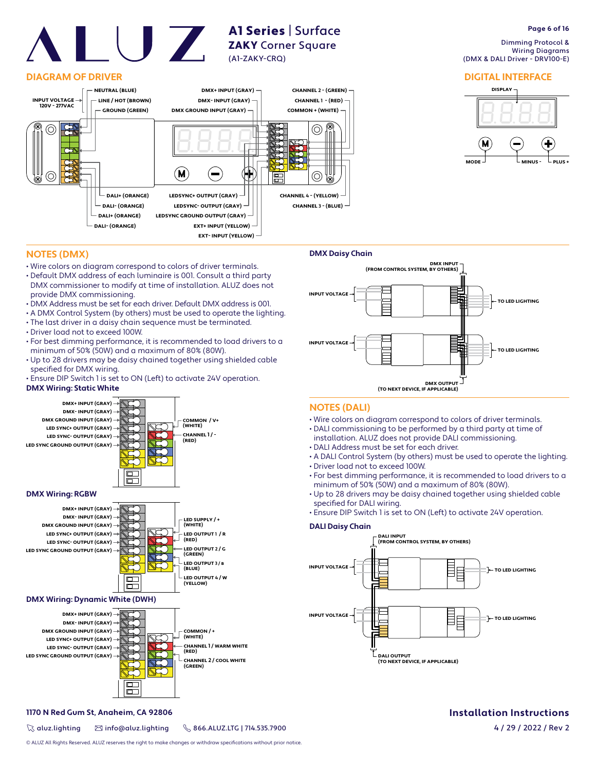# A1 Series | Surface

## ZAKY Corner Square

(A1-ZAKY-CRQ)

Dimming Protocol & Wiring Diagrams (DMX & DALI Driver - DRV100-E)

## DIAGRAM OF DRIVER

INPUT VOLTAGE 120V - 277VAC

- NEUTRAL (BLUE)
- LINE / HOT (BROWN)
- GROUND (GREEN)
- DMX+ INPUT (GRAY)
- DMX- INPUT (GRAY)
- DMX GROUND INPUT (GRAY)
- CHANNEL 2 - (GREEN)
- CHANNEL 1 - (RED)
- COMMON + (WHITE)
- DALI+ (ORANGE)
- DALI- (ORANGE)
- DALI+ (ORANGE)
- DALI- (ORANGE)
- LEDSYNC+ OUTPUT (GRAY)
- LEDSYNC- OUTPUT (GRAY)
- LEDSYNC GROUND OUTPUT (GRAY)
- EXT+ INPUT (YELLOW)
- EXT- INPUT (YELLOW)
- CHANNEL 4 - (YELLOW)
- CHANNEL 3 - (BLUE)

## DIGITAL INTERFACE

DISPLAY

MODE, MINUS -, PLUS +

## NOTES (DMX)

- Wire colors on diagram correspond to colors of driver terminals.
- Default DMX address of each luminaire is 001. Consult a third party DMX commissioner to modify at time of installation. ALUZ does not provide DMX commissioning.
- DMX Address must be set for each driver. Default DMX address is 001.
- A DMX Control System (by others) must be used to operate the lighting.
- The last driver in a daisy chain sequence must be terminated.
- Driver load not to exceed 100W.
- For best dimming performance, it is recommended to load drivers to a minimum of 50% (50W) and a maximum of 80% (80W).
- Up to 28 drivers may be daisy chained together using shielded cable specified for DMX wiring.
- Ensure DIP Switch 1 is set to ON (Left) to activate 24V operation.

### DMX Wiring: Static White

- DMX+ INPUT (GRAY)
- DMX- INPUT (GRAY)
- DMX GROUND INPUT (GRAY)
- LED SYNC+ OUTPUT (GRAY)
- LED SYNC- OUTPUT (GRAY)
- LED SYNC GROUND OUTPUT (GRAY)
- COMMON / V+ (WHITE)
- CHANNEL 1 / - (RED)

### DMX Wiring: RGBW

- DMX+ INPUT (GRAY)
- DMX- INPUT (GRAY)
- DMX GROUND INPUT (GRAY)
- LED SYNC+ OUTPUT (GRAY)
- LED SYNC- OUTPUT (GRAY)
- LED SYNC GROUND OUTPUT (GRAY)
- LED SUPPLY / + (WHITE)
- LED OUTPUT 1 / R (RED)
- LED OUTPUT 2 / G (GREEN)
- LED OUTPUT 3 / B (BLUE)
- LED OUTPUT 4 / W (YELLOW)

### DMX Wiring: Dynamic White (DWH)

- DMX+ INPUT (GRAY)
- DMX- INPUT (GRAY)
- DMX GROUND INPUT (GRAY)
- LED SYNC+ OUTPUT (GRAY)
- LED SYNC- OUTPUT (GRAY)
- LED SYNC GROUND OUTPUT (GRAY)
- COMMON / + (WHITE)
- CHANNEL 1 / WARM WHITE (RED)
- CHANNEL 2 / COOL WHITE (GREEN)

### DMX Daisy Chain

DMX INPUT (FROM CONTROL SYSTEM, BY OTHERS)

INPUT VOLTAGE — TO LED LIGHTING

INPUT VOLTAGE — TO LED LIGHTING

DMX OUTPUT (TO NEXT DEVICE, IF APPLICABLE)

## NOTES (DALI)

- Wire colors on diagram correspond to colors of driver terminals.
- DALI commissioning to be performed by a third party at time of installation. ALUZ does not provide DALI commissioning.
- DALI Address must be set for each driver.
- A DALI Control System (by others) must be used to operate the lighting.
- Driver load not to exceed 100W.
- For best dimming performance, it is recommended to load drivers to a minimum of 50% (50W) and a maximum of 80% (80W).
- Up to 28 drivers may be daisy chained together using shielded cable specified for DALI wiring.
- Ensure DIP Switch 1 is set to ON (Left) to activate 24V operation.

### DALI Daisy Chain

DALI INPUT (FROM CONTROL SYSTEM, BY OTHERS)

INPUT VOLTAGE — TO LED LIGHTING

INPUT VOLTAGE — TO LED LIGHTING

DALI OUTPUT (TO NEXT DEVICE, IF APPLICABLE)

1170 N Red Gum St, Anaheim, CA 92806

aluz.lighting | info@aluz.lighting | 866.ALUZ.LTG | 714.535.7900

Installation Instructions

4 / 29 / 2022 / Rev 2

© ALUZ All Rights Reserved. ALUZ reserves the right to make changes or withdraw specifications without prior notice.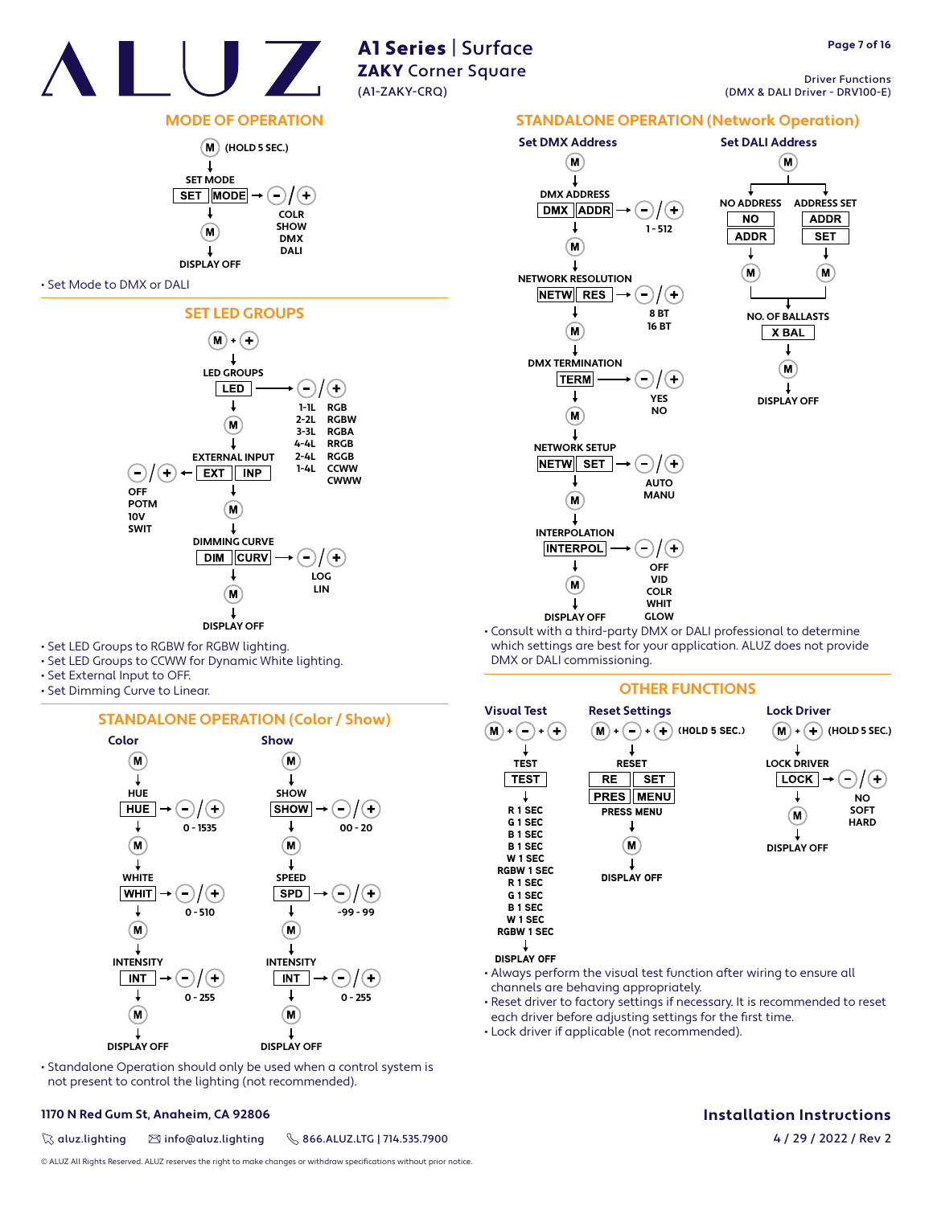# ALUZ

**A1 Series | Surface**
**ZAKY Corner Square**
(A1-ZAKY-CRQ)

Driver Functions
(DMX & DALI Driver - DRV100-E)

## MODE OF OPERATION

M (HOLD 5 SEC.)
↓
SET MODE
SET | MODE → −/+ : COLR, SHOW, DMX, DALI
↓
M
↓
DISPLAY OFF

- Set Mode to DMX or DALI

## SET LED GROUPS

M + +
↓
LED GROUPS
LED → −/+ : 1-1L RGB, 2-2L RGBW, 3-3L RGBA, 4-4L RRGB, 2-4L RGGB, 1-4L CCWW, CWWW
↓
M
↓
EXTERNAL INPUT
EXT | INP → −/+ : OFF, POTM, 10V, SWIT
↓
M
↓
DIMMING CURVE
DIM | CURV → −/+ : LOG, LIN
↓
M
↓
DISPLAY OFF

- Set LED Groups to RGBW for RGBW lighting.
- Set LED Groups to CCWW for Dynamic White lighting.
- Set External Input to OFF.
- Set Dimming Curve to Linear.

## STANDALONE OPERATION (Color / Show)

### Color

M
↓
HUE
HUE → −/+ : 0 - 1535
↓
M
↓
WHITE
WHIT → −/+ : 0 - 510
↓
M
↓
INTENSITY
INT → −/+ : 0 - 255
↓
M
↓
DISPLAY OFF

### Show

M
↓
SHOW
SHOW → −/+ : 00 - 20
↓
M
↓
SPEED
SPD → −/+ : -99 - 99
↓
M
↓
INTENSITY
INT → −/+ : 0 - 255
↓
M
↓
DISPLAY OFF

- Standalone Operation should only be used when a control system is not present to control the lighting (not recommended).

## STANDALONE OPERATION (Network Operation)

### Set DMX Address

M
↓
DMX ADDRESS
DMX | ADDR → −/+ : 1 - 512
↓
M
↓
NETWORK RESOLUTION
NETW | RES → −/+ : 8 BT, 16 BT
↓
M
↓
DMX TERMINATION
TERM → −/+ : YES, NO
↓
M
↓
NETWORK SETUP
NETW | SET → −/+ : AUTO, MANU
↓
M
↓
INTERPOLATION
INTERPOL → −/+ : OFF, VID, COLR, WHIT, GLOW
↓
M
↓
DISPLAY OFF

### Set DALI Address

M
↓
NO ADDRESS: NO | ADDR → M
ADDRESS SET: ADDR | SET → M
↓
NO. OF BALLASTS
X BAL
↓
M
↓
DISPLAY OFF

- Consult with a third-party DMX or DALI professional to determine which settings are best for your application. ALUZ does not provide DMX or DALI commissioning.

## OTHER FUNCTIONS

### Visual Test

M + − + +
↓
TEST
TEST
↓
R 1 SEC
G 1 SEC
B 1 SEC
B 1 SEC
W 1 SEC
RGBW 1 SEC
R 1 SEC
G 1 SEC
B 1 SEC
W 1 SEC
RGBW 1 SEC
↓
DISPLAY OFF

### Reset Settings

M + − + + (HOLD 5 SEC.)
↓
RESET
RE | SET
PRES | MENU
PRESS MENU
↓
M
↓
DISPLAY OFF

### Lock Driver

M + + (HOLD 5 SEC.)
↓
LOCK DRIVER
LOCK → −/+ : NO, SOFT, HARD
↓
M
↓
DISPLAY OFF

- Always perform the visual test function after wiring to ensure all channels are behaving appropriately.
- Reset driver to factory settings if necessary. It is recommended to reset each driver before adjusting settings for the first time.
- Lock driver if applicable (not recommended).

**1170 N Red Gum St, Anaheim, CA 92806**

aluz.lighting | info@aluz.lighting | 866.ALUZ.LTG | 714.535.7900

© ALUZ All Rights Reserved. ALUZ reserves the right to make changes or withdraw specifications without prior notice.

**Installation Instructions**
4 / 29 / 2022 / Rev 2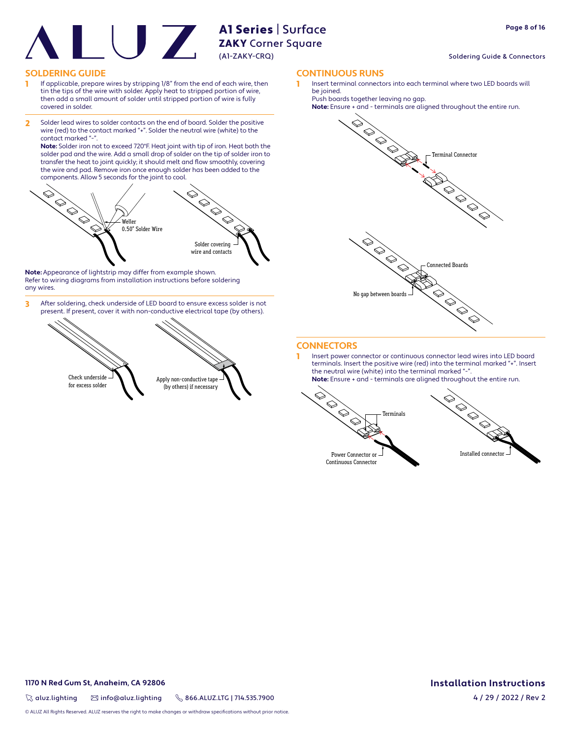# A1 Series | Surface
## ZAKY Corner Square
(A1-ZAKY-CRQ)

Soldering Guide & Connectors

## SOLDERING GUIDE

1. If applicable, prepare wires by stripping 1/8" from the end of each wire, then tin the tips of the wire with solder. Apply heat to stripped portion of wire, then add a small amount of solder until stripped portion of wire is fully covered in solder.

2. Solder lead wires to solder contacts on the end of board. Solder the positive wire (red) to the contact marked "+". Solder the neutral wire (white) to the contact marked "-".
   **Note:** Solder iron not to exceed 720°F. Heat joint with tip of iron. Heat both the solder pad and the wire. Add a small drop of solder on the tip of solder iron to transfer the heat to joint quickly; it should melt and flow smoothly, covering the wire and pad. Remove iron once enough solder has been added to the components. Allow 5 seconds for the joint to cool.

Weller
0.50" Solder Wire

Solder covering wire and contacts

**Note:** Appearance of lightstrip may differ from example shown.
Refer to wiring diagrams from installation instructions before soldering any wires.

3. After soldering, check underside of LED board to ensure excess solder is not present. If present, cover it with non-conductive electrical tape (by others).

Check underside for excess solder

Apply non-conductive tape (by others) if necessary

## CONTINUOUS RUNS

1. Insert terminal connectors into each terminal where two LED boards will be joined.
   Push boards together leaving no gap.
   **Note:** Ensure + and - terminals are aligned throughout the entire run.

Terminal Connector

Connected Boards

No gap between boards

## CONNECTORS

1. Insert power connector or continuous connector lead wires into LED board terminals. Insert the positive wire (red) into the terminal marked "+". Insert the neutral wire (white) into the terminal marked "-".
   **Note:** Ensure + and - terminals are aligned throughout the entire run.

Terminals

Power Connector or Continuous Connector

Installed connector

**1170 N Red Gum St, Anaheim, CA 92806**

aluz.lighting | info@aluz.lighting | 866.ALUZ.LTG | 714.535.7900

© ALUZ All Rights Reserved. ALUZ reserves the right to make changes or withdraw specifications without prior notice.

**Installation Instructions**

4 / 29 / 2022 / Rev 2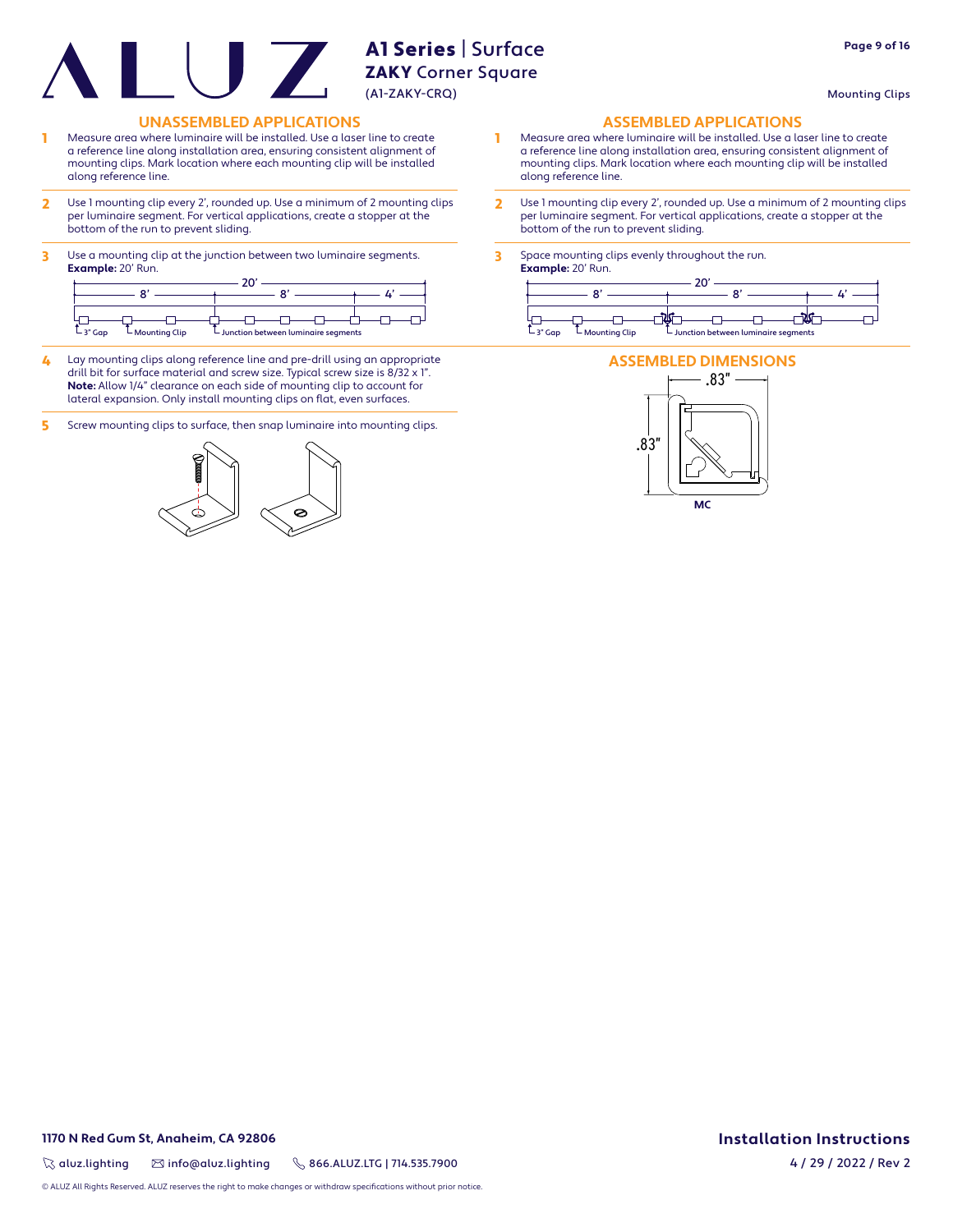# A1 Series | Surface
## ZAKY Corner Square
(A1-ZAKY-CRQ)

Mounting Clips

## UNASSEMBLED APPLICATIONS

1. Measure area where luminaire will be installed. Use a laser line to create a reference line along installation area, ensuring consistent alignment of mounting clips. Mark location where each mounting clip will be installed along reference line.
2. Use 1 mounting clip every 2', rounded up. Use a minimum of 2 mounting clips per luminaire segment. For vertical applications, create a stopper at the bottom of the run to prevent sliding.
3. Use a mounting clip at the junction between two luminaire segments.
   **Example:** 20' Run.

   20' — 8' — 8' — 4'

   3" Gap · Mounting Clip · Junction between luminaire segments

4. Lay mounting clips along reference line and pre-drill using an appropriate drill bit for surface material and screw size. Typical screw size is 8/32 x 1". **Note:** Allow 1/4" clearance on each side of mounting clip to account for lateral expansion. Only install mounting clips on flat, even surfaces.
5. Screw mounting clips to surface, then snap luminaire into mounting clips.

## ASSEMBLED APPLICATIONS

1. Measure area where luminaire will be installed. Use a laser line to create a reference line along installation area, ensuring consistent alignment of mounting clips. Mark location where each mounting clip will be installed along reference line.
2. Use 1 mounting clip every 2', rounded up. Use a minimum of 2 mounting clips per luminaire segment. For vertical applications, create a stopper at the bottom of the run to prevent sliding.
3. Space mounting clips evenly throughout the run.
   **Example:** 20' Run.

   20' — 8' — 8' — 4'

   3" Gap · Mounting Clip · Junction between luminaire segments

## ASSEMBLED DIMENSIONS

.83" × .83"

MC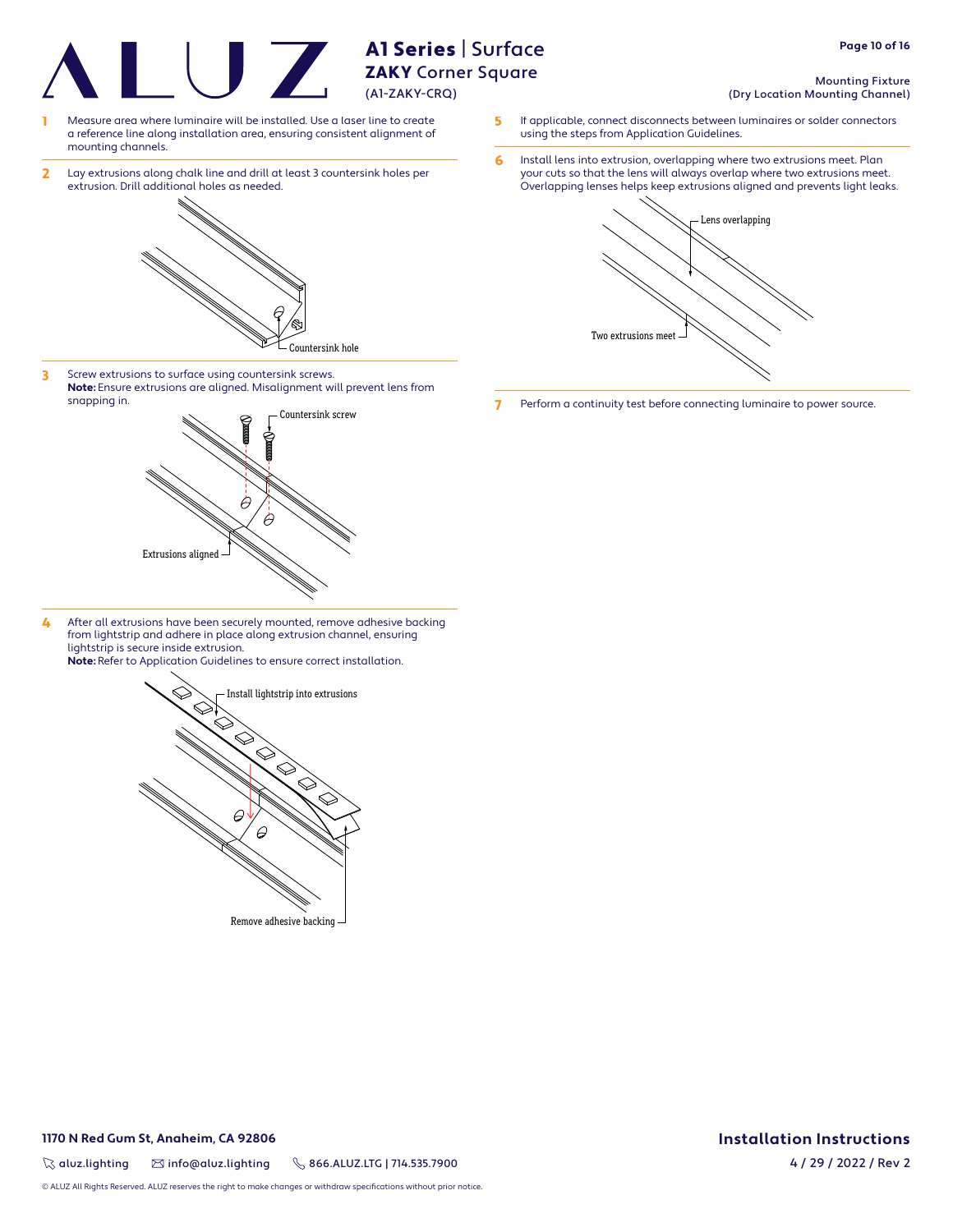# A1 Series | Surface

## ZAKY Corner Square

(A1-ZAKY-CRQ)

**Mounting Fixture**
**(Dry Location Mounting Channel)**

1. Measure area where luminaire will be installed. Use a laser line to create a reference line along installation area, ensuring consistent alignment of mounting channels.

2. Lay extrusions along chalk line and drill at least 3 countersink holes per extrusion. Drill additional holes as needed.

   Countersink hole

3. Screw extrusions to surface using countersink screws.
   **Note:** Ensure extrusions are aligned. Misalignment will prevent lens from snapping in.

   Countersink screw

   Extrusions aligned

4. After all extrusions have been securely mounted, remove adhesive backing from lightstrip and adhere in place along extrusion channel, ensuring lightstrip is secure inside extrusion.
   **Note:** Refer to Application Guidelines to ensure correct installation.

   Install lightstrip into extrusions

   Remove adhesive backing

5. If applicable, connect disconnects between luminaires or solder connectors using the steps from Application Guidelines.

6. Install lens into extrusion, overlapping where two extrusions meet. Plan your cuts so that the lens will always overlap where two extrusions meet. Overlapping lenses helps keep extrusions aligned and prevents light leaks.

   Lens overlapping

   Two extrusions meet

7. Perform a continuity test before connecting luminaire to power source.

**1170 N Red Gum St, Anaheim, CA 92806**

aluz.lighting | info@aluz.lighting | 866.ALUZ.LTG | 714.535.7900

**Installation Instructions**

4 / 29 / 2022 / Rev 2

© ALUZ All Rights Reserved. ALUZ reserves the right to make changes or withdraw specifications without prior notice.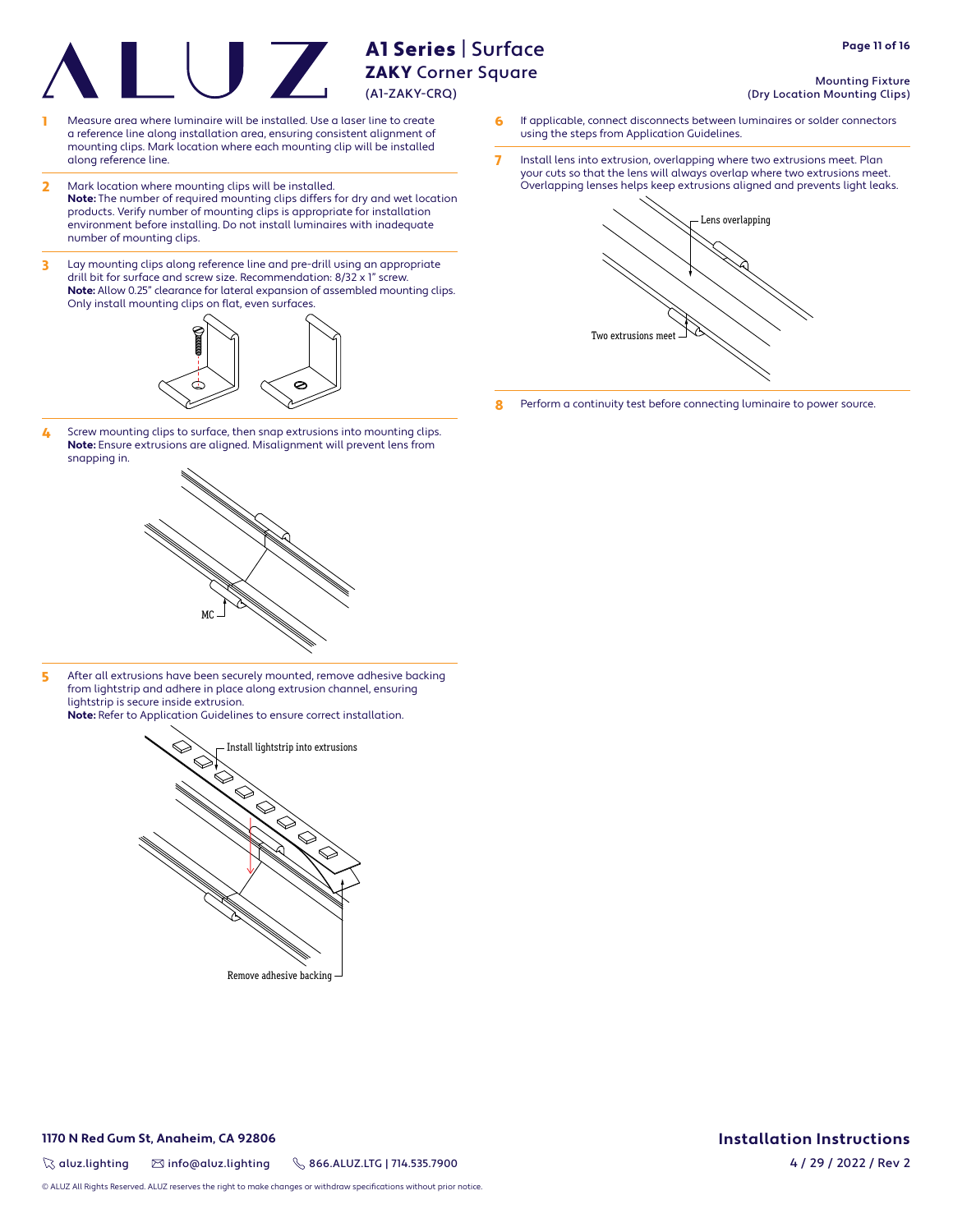# A1 Series | Surface

## ZAKY Corner Square

(A1-ZAKY-CRQ)

Mounting Fixture
(Dry Location Mounting Clips)

1. Measure area where luminaire will be installed. Use a laser line to create a reference line along installation area, ensuring consistent alignment of mounting clips. Mark location where each mounting clip will be installed along reference line.

2. Mark location where mounting clips will be installed.
   **Note:** The number of required mounting clips differs for dry and wet location products. Verify number of mounting clips is appropriate for installation environment before installing. Do not install luminaires with inadequate number of mounting clips.

3. Lay mounting clips along reference line and pre-drill using an appropriate drill bit for surface and screw size. Recommendation: 8/32 x 1" screw.
   **Note:** Allow 0.25" clearance for lateral expansion of assembled mounting clips. Only install mounting clips on flat, even surfaces.

4. Screw mounting clips to surface, then snap extrusions into mounting clips.
   **Note:** Ensure extrusions are aligned. Misalignment will prevent lens from snapping in.

   MC

5. After all extrusions have been securely mounted, remove adhesive backing from lightstrip and adhere in place along extrusion channel, ensuring lightstrip is secure inside extrusion.
   **Note:** Refer to Application Guidelines to ensure correct installation.

   Install lightstrip into extrusions

   Remove adhesive backing

6. If applicable, connect disconnects between luminaires or solder connectors using the steps from Application Guidelines.

7. Install lens into extrusion, overlapping where two extrusions meet. Plan your cuts so that the lens will always overlap where two extrusions meet. Overlapping lenses helps keep extrusions aligned and prevents light leaks.

   Lens overlapping

   Two extrusions meet

8. Perform a continuity test before connecting luminaire to power source.

**1170 N Red Gum St, Anaheim, CA 92806**

aluz.lighting | info@aluz.lighting | 866.ALUZ.LTG | 714.535.7900

© ALUZ All Rights Reserved. ALUZ reserves the right to make changes or withdraw specifications without prior notice.

**Installation Instructions**

4 / 29 / 2022 / Rev 2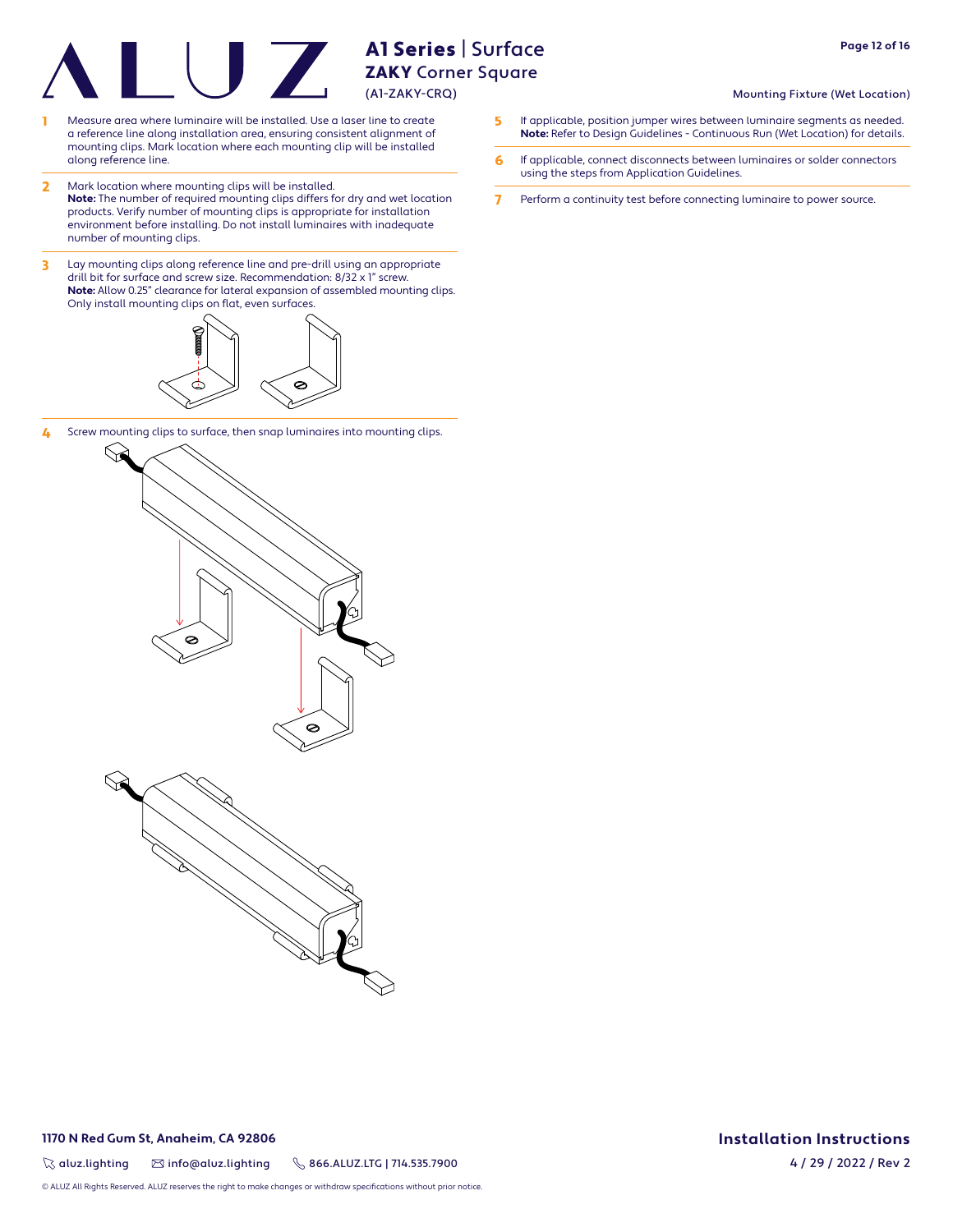# A1 Series | Surface

## ZAKY Corner Square

(A1-ZAKY-CRQ)

### Mounting Fixture (Wet Location)

1. Measure area where luminaire will be installed. Use a laser line to create a reference line along installation area, ensuring consistent alignment of mounting clips. Mark location where each mounting clip will be installed along reference line.

2. Mark location where mounting clips will be installed.
   **Note:** The number of required mounting clips differs for dry and wet location products. Verify number of mounting clips is appropriate for installation environment before installing. Do not install luminaires with inadequate number of mounting clips.

3. Lay mounting clips along reference line and pre-drill using an appropriate drill bit for surface and screw size. Recommendation: 8/32 x 1" screw.
   **Note:** Allow 0.25" clearance for lateral expansion of assembled mounting clips. Only install mounting clips on flat, even surfaces.

4. Screw mounting clips to surface, then snap luminaires into mounting clips.

5. If applicable, position jumper wires between luminaire segments as needed.
   **Note:** Refer to Design Guidelines - Continuous Run (Wet Location) for details.

6. If applicable, connect disconnects between luminaires or solder connectors using the steps from Application Guidelines.

7. Perform a continuity test before connecting luminaire to power source.

**1170 N Red Gum St, Anaheim, CA 92806**

aluz.lighting | info@aluz.lighting | 866.ALUZ.LTG | 714.535.7900

© ALUZ All Rights Reserved. ALUZ reserves the right to make changes or withdraw specifications without prior notice.

**Installation Instructions**

4 / 29 / 2022 / Rev 2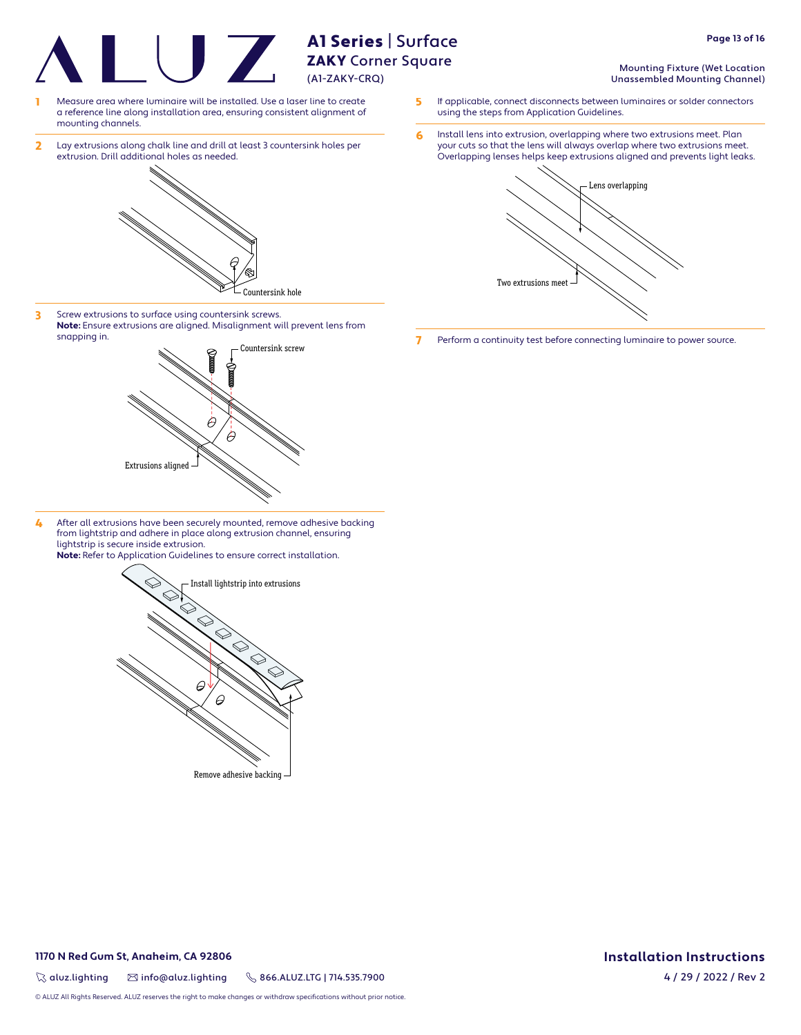# A1 Series | Surface

## ZAKY Corner Square

(A1-ZAKY-CRQ)

Mounting Fixture (Wet Location Unassembled Mounting Channel)

1. Measure area where luminaire will be installed. Use a laser line to create a reference line along installation area, ensuring consistent alignment of mounting channels.

2. Lay extrusions along chalk line and drill at least 3 countersink holes per extrusion. Drill additional holes as needed.

Countersink hole

3. Screw extrusions to surface using countersink screws.
**Note:** Ensure extrusions are aligned. Misalignment will prevent lens from snapping in.

Countersink screw

Extrusions aligned

4. After all extrusions have been securely mounted, remove adhesive backing from lightstrip and adhere in place along extrusion channel, ensuring lightstrip is secure inside extrusion.
**Note:** Refer to Application Guidelines to ensure correct installation.

Install lightstrip into extrusions

Remove adhesive backing

5. If applicable, connect disconnects between luminaires or solder connectors using the steps from Application Guidelines.

6. Install lens into extrusion, overlapping where two extrusions meet. Plan your cuts so that the lens will always overlap where two extrusions meet. Overlapping lenses helps keep extrusions aligned and prevents light leaks.

Lens overlapping

Two extrusions meet

7. Perform a continuity test before connecting luminaire to power source.

**1170 N Red Gum St, Anaheim, CA 92806**

aluz.lighting | info@aluz.lighting | 866.ALUZ.LTG | 714.535.7900

© ALUZ All Rights Reserved. ALUZ reserves the right to make changes or withdraw specifications without prior notice.

**Installation Instructions**

4 / 29 / 2022 / Rev 2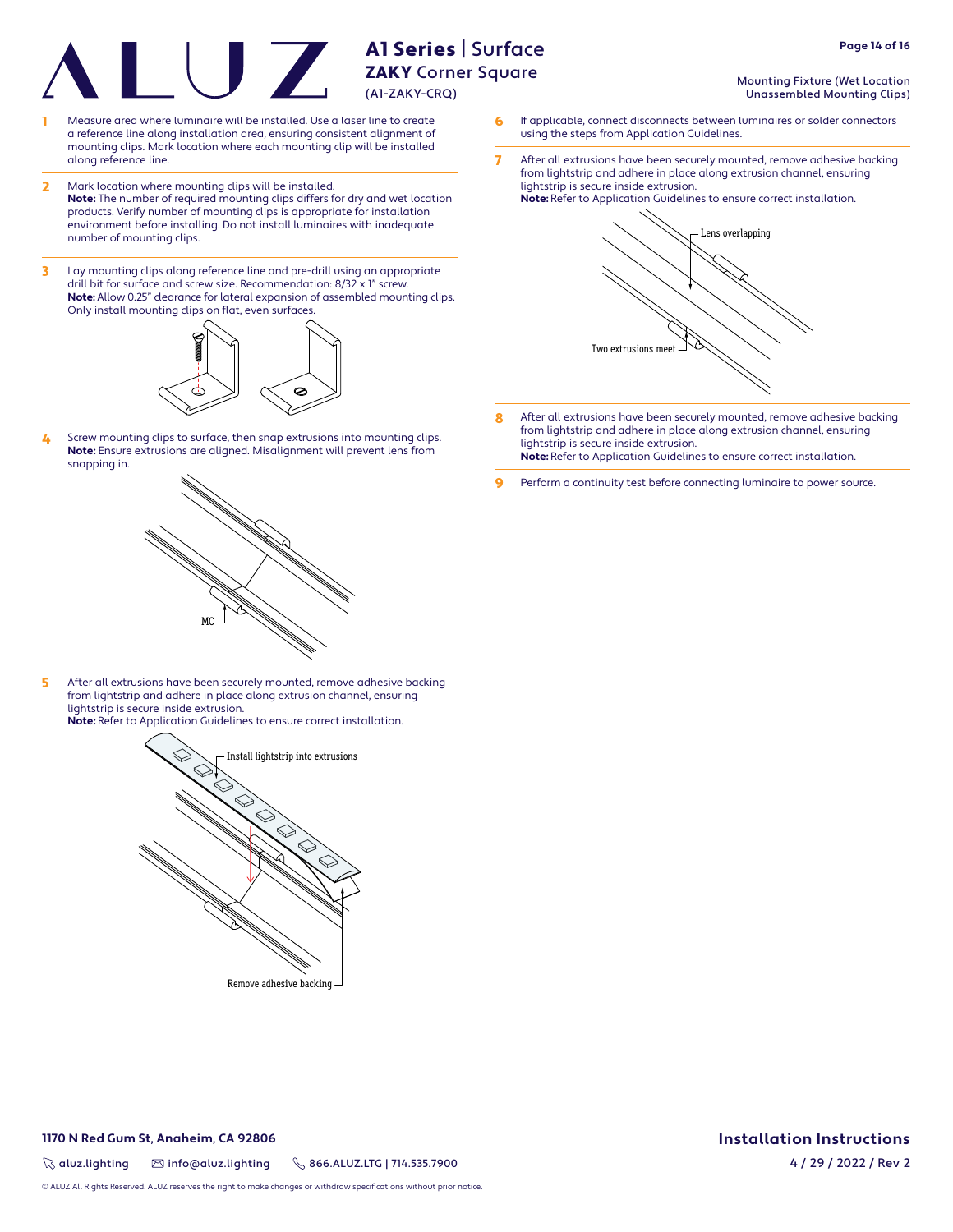# A1 Series | Surface
## ZAKY Corner Square
(A1-ZAKY-CRQ)

Mounting Fixture (Wet Location Unassembled Mounting Clips)

1. Measure area where luminaire will be installed. Use a laser line to create a reference line along installation area, ensuring consistent alignment of mounting clips. Mark location where each mounting clip will be installed along reference line.

2. Mark location where mounting clips will be installed.
**Note:** The number of required mounting clips differs for dry and wet location products. Verify number of mounting clips is appropriate for installation environment before installing. Do not install luminaires with inadequate number of mounting clips.

3. Lay mounting clips along reference line and pre-drill using an appropriate drill bit for surface and screw size. Recommendation: 8/32 x 1" screw.
**Note:** Allow 0.25" clearance for lateral expansion of assembled mounting clips. Only install mounting clips on flat, even surfaces.

4. Screw mounting clips to surface, then snap extrusions into mounting clips.
**Note:** Ensure extrusions are aligned. Misalignment will prevent lens from snapping in.

MC

5. After all extrusions have been securely mounted, remove adhesive backing from lightstrip and adhere in place along extrusion channel, ensuring lightstrip is secure inside extrusion.
**Note:** Refer to Application Guidelines to ensure correct installation.

Install lightstrip into extrusions

Remove adhesive backing

6. If applicable, connect disconnects between luminaires or solder connectors using the steps from Application Guidelines.

7. After all extrusions have been securely mounted, remove adhesive backing from lightstrip and adhere in place along extrusion channel, ensuring lightstrip is secure inside extrusion.
**Note:** Refer to Application Guidelines to ensure correct installation.

Lens overlapping

Two extrusions meet

8. After all extrusions have been securely mounted, remove adhesive backing from lightstrip and adhere in place along extrusion channel, ensuring lightstrip is secure inside extrusion.
**Note:** Refer to Application Guidelines to ensure correct installation.

9. Perform a continuity test before connecting luminaire to power source.

**1170 N Red Gum St, Anaheim, CA 92806**

aluz.lighting | info@aluz.lighting | 866.ALUZ.LTG | 714.535.7900

**Installation Instructions**

4 / 29 / 2022 / Rev 2

© ALUZ All Rights Reserved. ALUZ reserves the right to make changes or withdraw specifications without prior notice.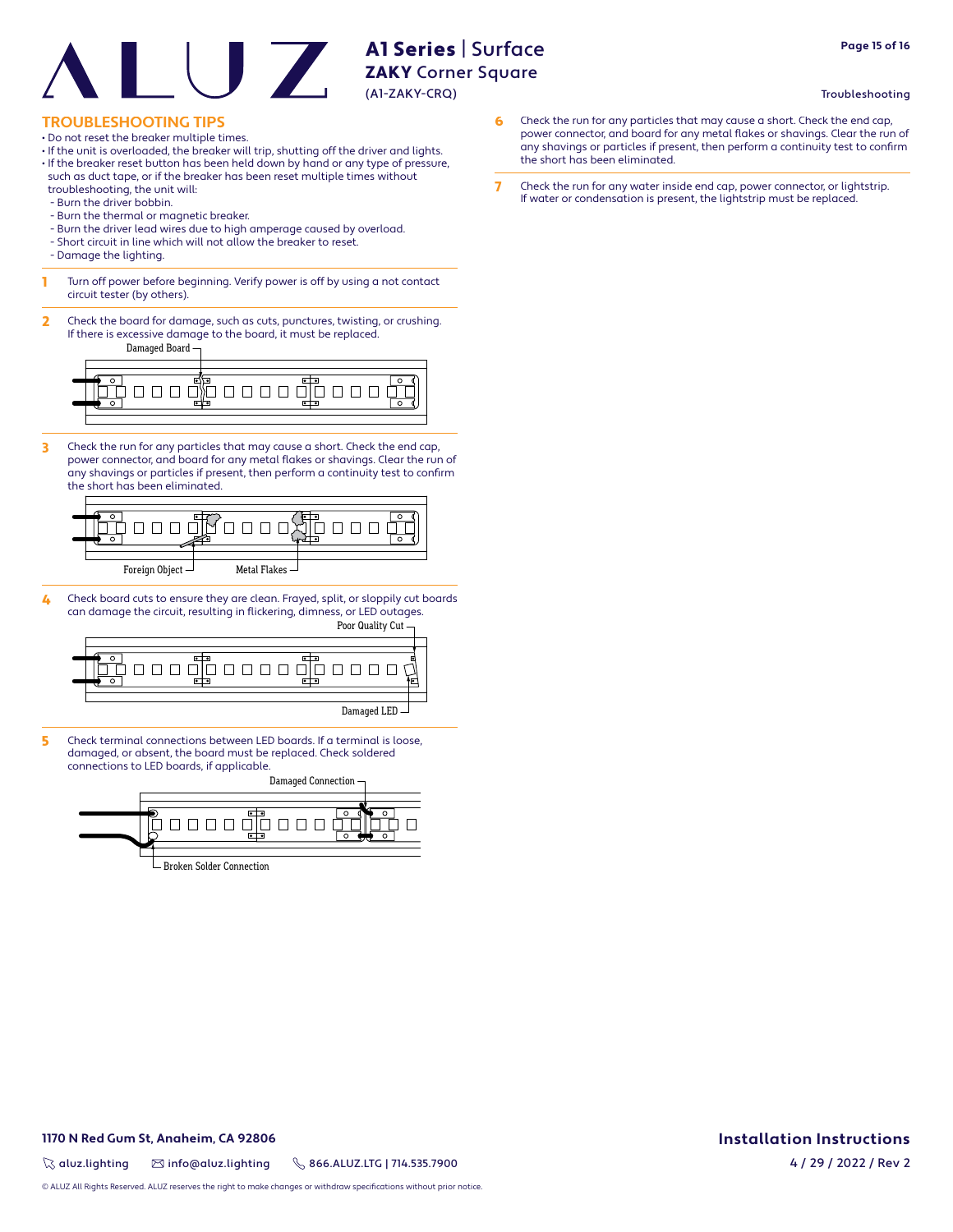## TROUBLESHOOTING TIPS

- Do not reset the breaker multiple times.
- If the unit is overloaded, the breaker will trip, shutting off the driver and lights.
- If the breaker reset button has been held down by hand or any type of pressure, such as duct tape, or if the breaker has been reset multiple times without troubleshooting, the unit will:
  - Burn the driver bobbin.
  - Burn the thermal or magnetic breaker.
  - Burn the driver lead wires due to high amperage caused by overload.
  - Short circuit in line which will not allow the breaker to reset.
  - Damage the lighting.

**1** Turn off power before beginning. Verify power is off by using a not contact circuit tester (by others).

**2** Check the board for damage, such as cuts, punctures, twisting, or crushing. If there is excessive damage to the board, it must be replaced.

Damaged Board

**3** Check the run for any particles that may cause a short. Check the end cap, power connector, and board for any metal flakes or shavings. Clear the run of any shavings or particles if present, then perform a continuity test to confirm the short has been eliminated.

Foreign Object — Metal Flakes

**4** Check board cuts to ensure they are clean. Frayed, split, or sloppily cut boards can damage the circuit, resulting in flickering, dimness, or LED outages.

Poor Quality Cut — Damaged LED

**5** Check terminal connections between LED boards. If a terminal is loose, damaged, or absent, the board must be replaced. Check soldered connections to LED boards, if applicable.

Damaged Connection — Broken Solder Connection

**6** Check the run for any particles that may cause a short. Check the end cap, power connector, and board for any metal flakes or shavings. Clear the run of any shavings or particles if present, then perform a continuity test to confirm the short has been eliminated.

**7** Check the run for any water inside end cap, power connector, or lightstrip. If water or condensation is present, the lightstrip must be replaced.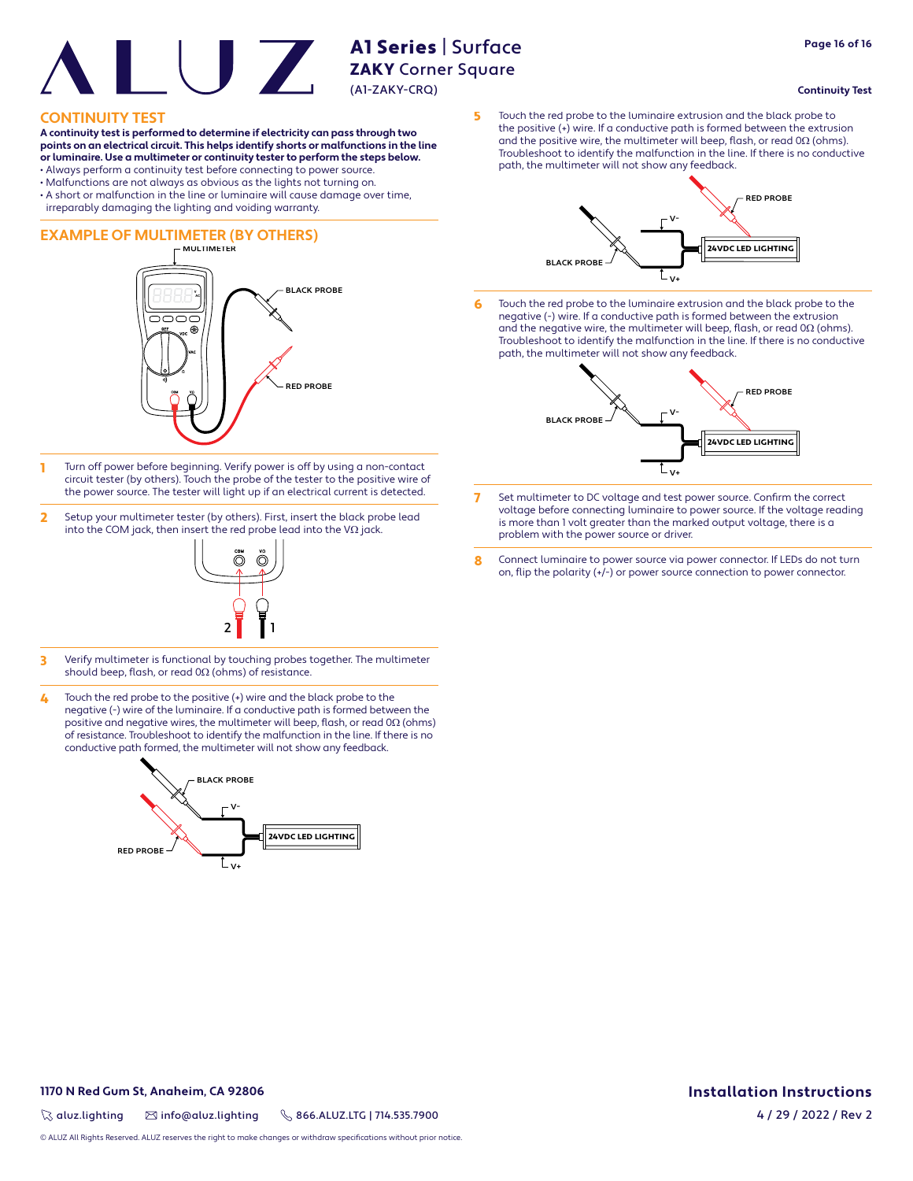## CONTINUITY TEST

**A continuity test is performed to determine if electricity can pass through two points on an electrical circuit. This helps identify shorts or malfunctions in the line or luminaire. Use a multimeter or continuity tester to perform the steps below.**

- Always perform a continuity test before connecting to power source.
- Malfunctions are not always as obvious as the lights not turning on.
- A short or malfunction in the line or luminaire will cause damage over time, irreparably damaging the lighting and voiding warranty.

## EXAMPLE OF MULTIMETER (BY OTHERS)

MULTIMETER

BLACK PROBE

RED PROBE

1. Turn off power before beginning. Verify power is off by using a non-contact circuit tester (by others). Touch the probe of the tester to the positive wire of the power source. The tester will light up if an electrical current is detected.

2. Setup your multimeter tester (by others). First, insert the black probe lead into the COM jack, then insert the red probe lead into the VΩ jack.

3. Verify multimeter is functional by touching probes together. The multimeter should beep, flash, or read 0Ω (ohms) of resistance.

4. Touch the red probe to the positive (+) wire and the black probe to the negative (-) wire of the luminaire. If a conductive path is formed between the positive and negative wires, the multimeter will beep, flash, or read 0Ω (ohms) of resistance. Troubleshoot to identify the malfunction in the line. If there is no conductive path formed, the multimeter will not show any feedback.

BLACK PROBE
V-
24VDC LED LIGHTING
RED PROBE
V+

5. Touch the red probe to the luminaire extrusion and the black probe to the positive (+) wire. If a conductive path is formed between the extrusion and the positive wire, the multimeter will beep, flash, or read 0Ω (ohms). Troubleshoot to identify the malfunction in the line. If there is no conductive path, the multimeter will not show any feedback.

RED PROBE
V-
24VDC LED LIGHTING
BLACK PROBE
V+

6. Touch the red probe to the luminaire extrusion and the black probe to the negative (-) wire. If a conductive path is formed between the extrusion and the negative wire, the multimeter will beep, flash, or read 0Ω (ohms). Troubleshoot to identify the malfunction in the line. If there is no conductive path, the multimeter will not show any feedback.

RED PROBE
BLACK PROBE
V-
24VDC LED LIGHTING
V+

7. Set multimeter to DC voltage and test power source. Confirm the correct voltage before connecting luminaire to power source. If the voltage reading is more than 1 volt greater than the marked output voltage, there is a problem with the power source or driver.

8. Connect luminaire to power source via power connector. If LEDs do not turn on, flip the polarity (+/-) or power source connection to power connector.